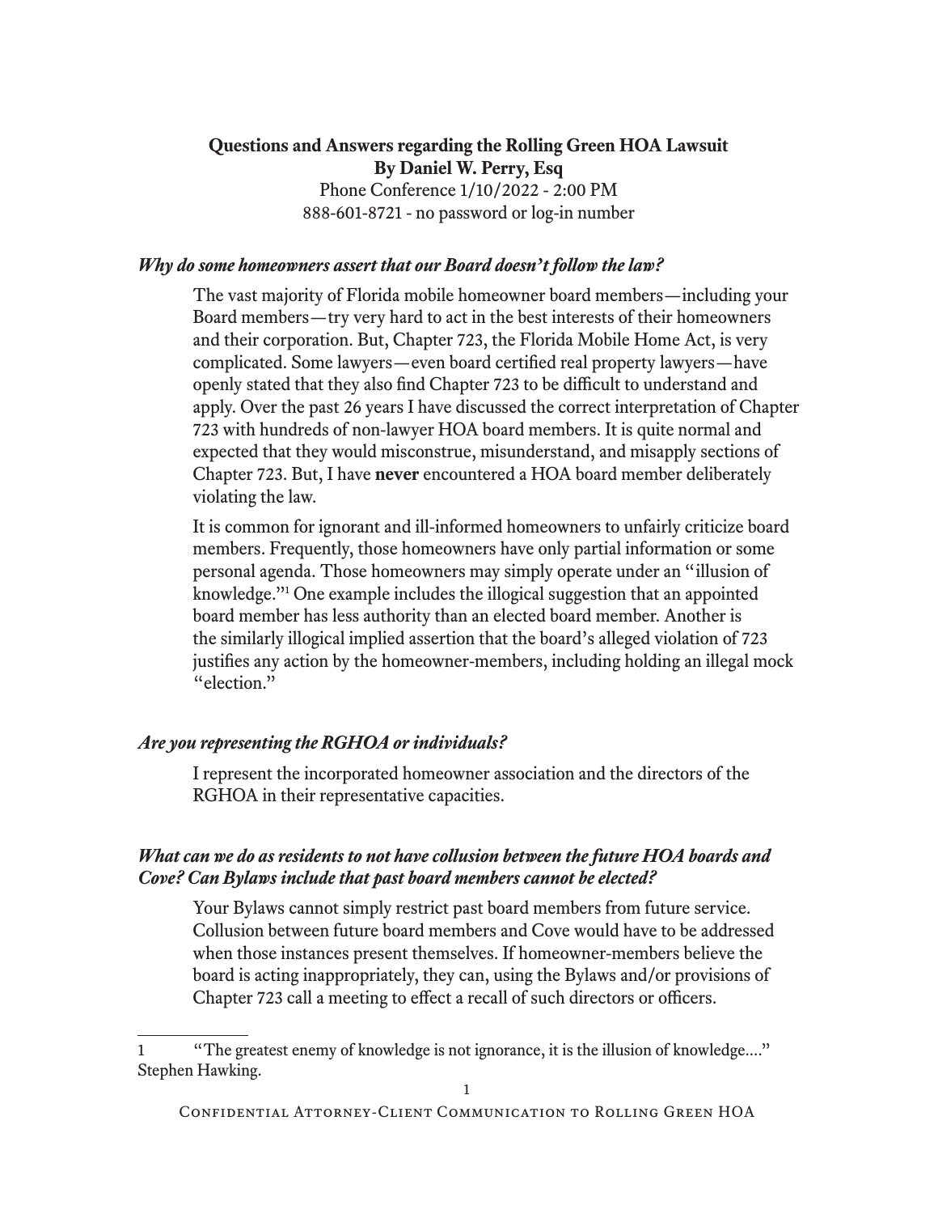**Questions and Answers regarding the Rolling Green HOA Lawsuit**
**By Daniel W. Perry, Esq**

Phone Conference 1/10/2022 - 2:00 PM
888-601-8721 - no password or log-in number

### *Why do some homeowners assert that our Board doesn't follow the law?*

The vast majority of Florida mobile homeowner board members—including your Board members—try very hard to act in the best interests of their homeowners and their corporation. But, Chapter 723, the Florida Mobile Home Act, is very complicated. Some lawyers—even board certified real property lawyers—have openly stated that they also find Chapter 723 to be difficult to understand and apply. Over the past 26 years I have discussed the correct interpretation of Chapter 723 with hundreds of non-lawyer HOA board members. It is quite normal and expected that they would misconstrue, misunderstand, and misapply sections of Chapter 723. But, I have **never** encountered a HOA board member deliberately violating the law.

It is common for ignorant and ill-informed homeowners to unfairly criticize board members. Frequently, those homeowners have only partial information or some personal agenda. Those homeowners may simply operate under an "illusion of knowledge."[1] One example includes the illogical suggestion that an appointed board member has less authority than an elected board member. Another is the similarly illogical implied assertion that the board's alleged violation of 723 justifies any action by the homeowner-members, including holding an illegal mock "election."

### *Are you representing the RGHOA or individuals?*

I represent the incorporated homeowner association and the directors of the RGHOA in their representative capacities.

### *What can we do as residents to not have collusion between the future HOA boards and Cove? Can Bylaws include that past board members cannot be elected?*

Your Bylaws cannot simply restrict past board members from future service. Collusion between future board members and Cove would have to be addressed when those instances present themselves. If homeowner-members believe the board is acting inappropriately, they can, using the Bylaws and/or provisions of Chapter 723 call a meeting to effect a recall of such directors or officers.

---

[1] "The greatest enemy of knowledge is not ignorance, it is the illusion of knowledge…." Stephen Hawking.

Confidential Attorney-Client Communication to Rolling Green HOA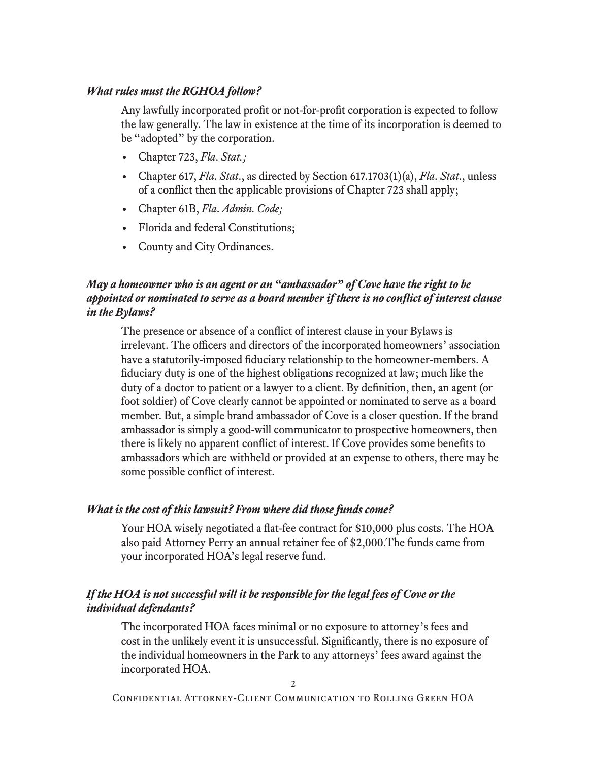***What rules must the RGHOA follow?***

Any lawfully incorporated profit or not-for-profit corporation is expected to follow the law generally. The law in existence at the time of its incorporation is deemed to be "adopted" by the corporation.

- Chapter 723, *Fla. Stat.;*
- Chapter 617, *Fla. Stat*., as directed by Section 617.1703(1)(a), *Fla. Stat*., unless of a conflict then the applicable provisions of Chapter 723 shall apply;
- Chapter 61B, *Fla. Admin. Code;*
- Florida and federal Constitutions;
- County and City Ordinances.

***May a homeowner who is an agent or an "ambassador" of Cove have the right to be appointed or nominated to serve as a board member if there is no conflict of interest clause in the Bylaws?***

The presence or absence of a conflict of interest clause in your Bylaws is irrelevant. The officers and directors of the incorporated homeowners' association have a statutorily-imposed fiduciary relationship to the homeowner-members. A fiduciary duty is one of the highest obligations recognized at law; much like the duty of a doctor to patient or a lawyer to a client. By definition, then, an agent (or foot soldier) of Cove clearly cannot be appointed or nominated to serve as a board member. But, a simple brand ambassador of Cove is a closer question. If the brand ambassador is simply a good-will communicator to prospective homeowners, then there is likely no apparent conflict of interest. If Cove provides some benefits to ambassadors which are withheld or provided at an expense to others, there may be some possible conflict of interest.

***What is the cost of this lawsuit? From where did those funds come?***

Your HOA wisely negotiated a flat-fee contract for $10,000 plus costs. The HOA also paid Attorney Perry an annual retainer fee of $2,000.The funds came from your incorporated HOA's legal reserve fund.

***If the HOA is not successful will it be responsible for the legal fees of Cove or the individual defendants?***

The incorporated HOA faces minimal or no exposure to attorney's fees and cost in the unlikely event it is unsuccessful. Significantly, there is no exposure of the individual homeowners in the Park to any attorneys' fees award against the incorporated HOA.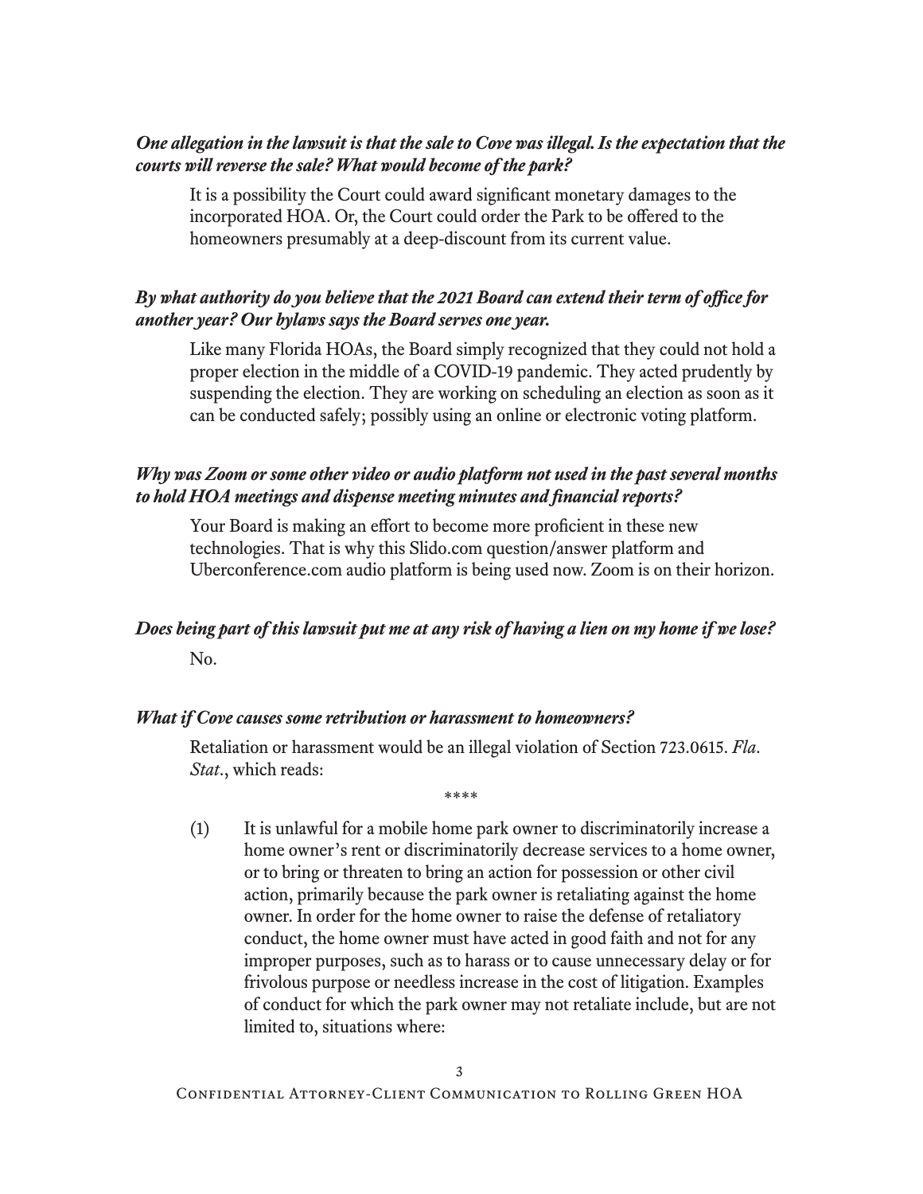***One allegation in the lawsuit is that the sale to Cove was illegal. Is the expectation that the courts will reverse the sale? What would become of the park?***

It is a possibility the Court could award significant monetary damages to the incorporated HOA. Or, the Court could order the Park to be offered to the homeowners presumably at a deep-discount from its current value.

***By what authority do you believe that the 2021 Board can extend their term of office for another year? Our bylaws says the Board serves one year.***

Like many Florida HOAs, the Board simply recognized that they could not hold a proper election in the middle of a COVID-19 pandemic. They acted prudently by suspending the election. They are working on scheduling an election as soon as it can be conducted safely; possibly using an online or electronic voting platform.

***Why was Zoom or some other video or audio platform not used in the past several months to hold HOA meetings and dispense meeting minutes and financial reports?***

Your Board is making an effort to become more proficient in these new technologies. That is why this Slido.com question/answer platform and Uberconference.com audio platform is being used now. Zoom is on their horizon.

***Does being part of this lawsuit put me at any risk of having a lien on my home if we lose?***

No.

***What if Cove causes some retribution or harassment to homeowners?***

Retaliation or harassment would be an illegal violation of Section 723.0615. *Fla. Stat*., which reads:

\*\*\*\*

(1) It is unlawful for a mobile home park owner to discriminatorily increase a home owner's rent or discriminatorily decrease services to a home owner, or to bring or threaten to bring an action for possession or other civil action, primarily because the park owner is retaliating against the home owner. In order for the home owner to raise the defense of retaliatory conduct, the home owner must have acted in good faith and not for any improper purposes, such as to harass or to cause unnecessary delay or for frivolous purpose or needless increase in the cost of litigation. Examples of conduct for which the park owner may not retaliate include, but are not limited to, situations where: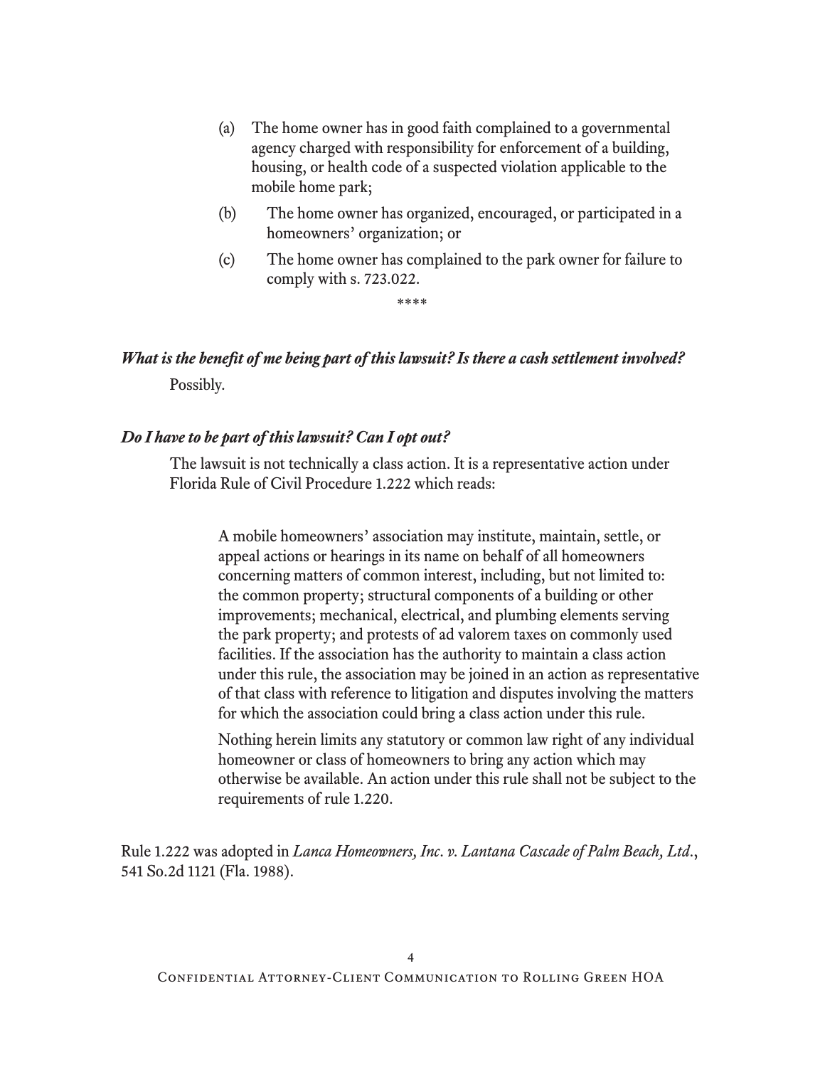(a) The home owner has in good faith complained to a governmental agency charged with responsibility for enforcement of a building, housing, or health code of a suspected violation applicable to the mobile home park;

(b) The home owner has organized, encouraged, or participated in a homeowners' organization; or

(c) The home owner has complained to the park owner for failure to comply with s. 723.022.

\*\*\*\*

***What is the benefit of me being part of this lawsuit? Is there a cash settlement involved?***

Possibly.

***Do I have to be part of this lawsuit? Can I opt out?***

The lawsuit is not technically a class action. It is a representative action under Florida Rule of Civil Procedure 1.222 which reads:

> A mobile homeowners' association may institute, maintain, settle, or appeal actions or hearings in its name on behalf of all homeowners concerning matters of common interest, including, but not limited to: the common property; structural components of a building or other improvements; mechanical, electrical, and plumbing elements serving the park property; and protests of ad valorem taxes on commonly used facilities. If the association has the authority to maintain a class action under this rule, the association may be joined in an action as representative of that class with reference to litigation and disputes involving the matters for which the association could bring a class action under this rule.
>
> Nothing herein limits any statutory or common law right of any individual homeowner or class of homeowners to bring any action which may otherwise be available. An action under this rule shall not be subject to the requirements of rule 1.220.

Rule 1.222 was adopted in *Lanca Homeowners, Inc. v. Lantana Cascade of Palm Beach, Ltd.*, 541 So.2d 1121 (Fla. 1988).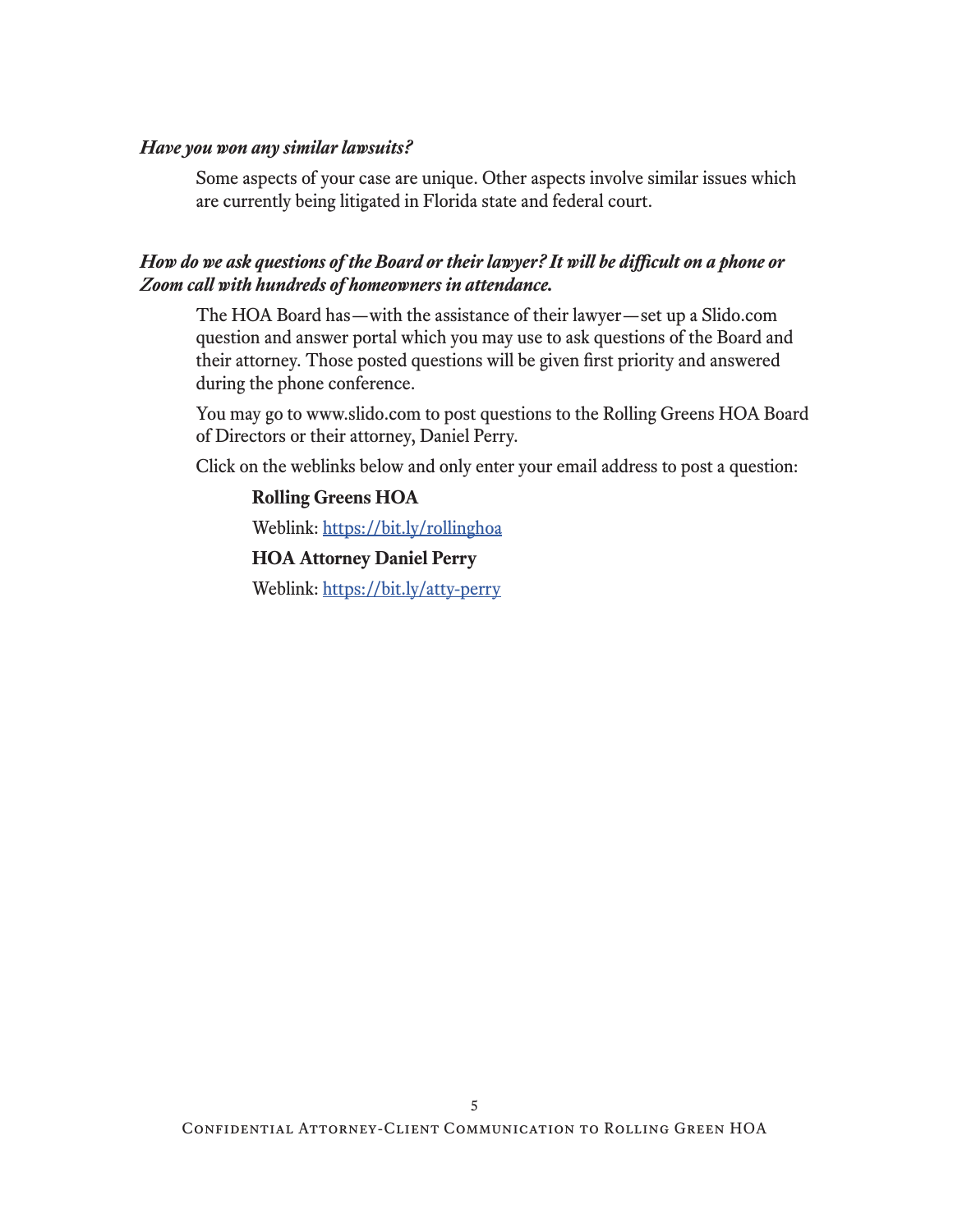***Have you won any similar lawsuits?***

Some aspects of your case are unique. Other aspects involve similar issues which are currently being litigated in Florida state and federal court.

***How do we ask questions of the Board or their lawyer? It will be difficult on a phone or Zoom call with hundreds of homeowners in attendance.***

The HOA Board has—with the assistance of their lawyer—set up a Slido.com question and answer portal which you may use to ask questions of the Board and their attorney. Those posted questions will be given first priority and answered during the phone conference.

You may go to www.slido.com to post questions to the Rolling Greens HOA Board of Directors or their attorney, Daniel Perry.

Click on the weblinks below and only enter your email address to post a question:

**Rolling Greens HOA**

Weblink: https://bit.ly/rollinghoa

**HOA Attorney Daniel Perry**

Weblink: https://bit.ly/atty-perry

Confidential Attorney-Client Communication to Rolling Green HOA